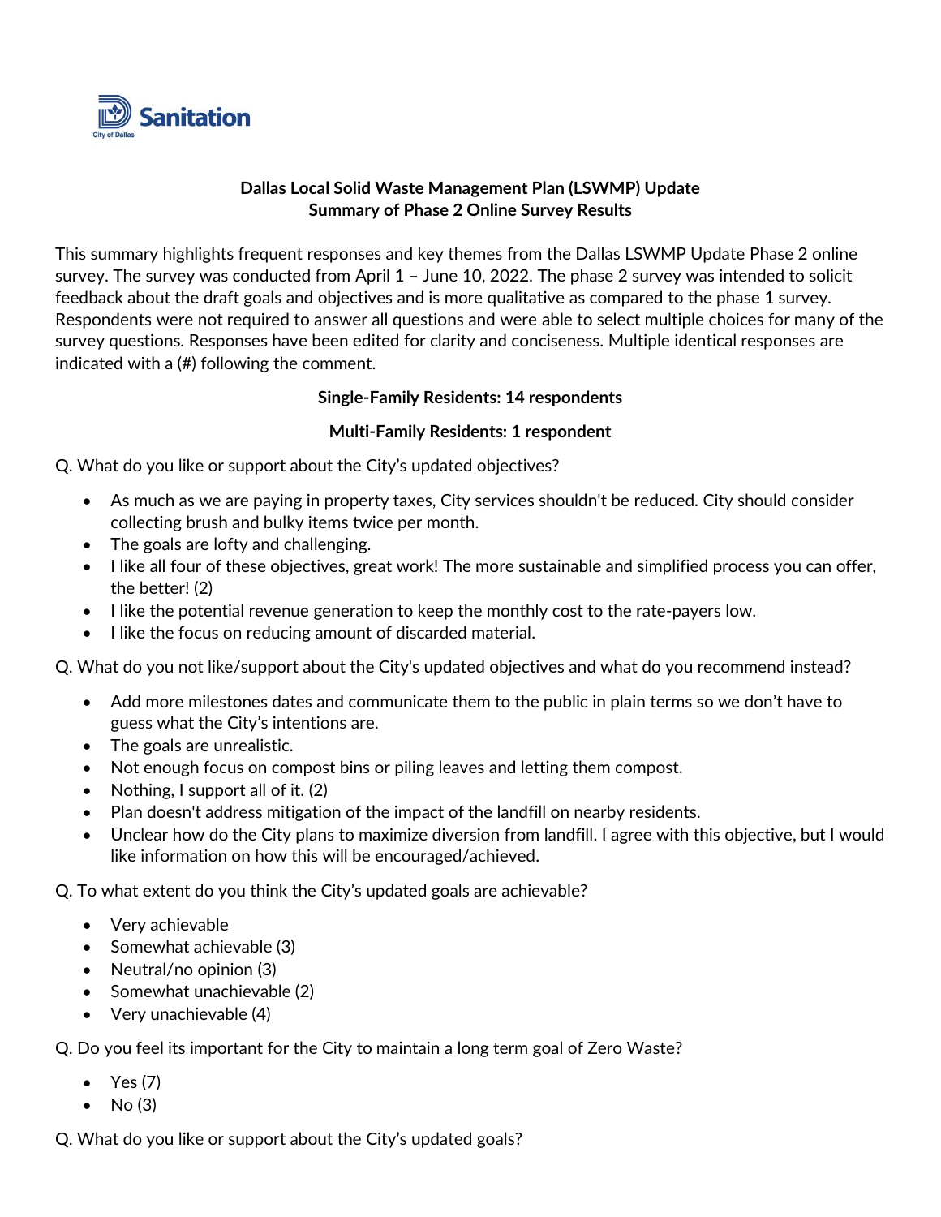Sanitation
City of Dallas

**Dallas Local Solid Waste Management Plan (LSWMP) Update**
**Summary of Phase 2 Online Survey Results**

This summary highlights frequent responses and key themes from the Dallas LSWMP Update Phase 2 online survey. The survey was conducted from April 1 – June 10, 2022. The phase 2 survey was intended to solicit feedback about the draft goals and objectives and is more qualitative as compared to the phase 1 survey. Respondents were not required to answer all questions and were able to select multiple choices for many of the survey questions. Responses have been edited for clarity and conciseness. Multiple identical responses are indicated with a (#) following the comment.

**Single-Family Residents: 14 respondents**

**Multi-Family Residents: 1 respondent**

Q. What do you like or support about the City's updated objectives?

- As much as we are paying in property taxes, City services shouldn't be reduced. City should consider collecting brush and bulky items twice per month.
- The goals are lofty and challenging.
- I like all four of these objectives, great work! The more sustainable and simplified process you can offer, the better! (2)
- I like the potential revenue generation to keep the monthly cost to the rate-payers low.
- I like the focus on reducing amount of discarded material.

Q. What do you not like/support about the City's updated objectives and what do you recommend instead?

- Add more milestones dates and communicate them to the public in plain terms so we don't have to guess what the City's intentions are.
- The goals are unrealistic.
- Not enough focus on compost bins or piling leaves and letting them compost.
- Nothing, I support all of it. (2)
- Plan doesn't address mitigation of the impact of the landfill on nearby residents.
- Unclear how do the City plans to maximize diversion from landfill. I agree with this objective, but I would like information on how this will be encouraged/achieved.

Q. To what extent do you think the City's updated goals are achievable?

- Very achievable
- Somewhat achievable (3)
- Neutral/no opinion (3)
- Somewhat unachievable (2)
- Very unachievable (4)

Q. Do you feel its important for the City to maintain a long term goal of Zero Waste?

- Yes (7)
- No (3)

Q. What do you like or support about the City's updated goals?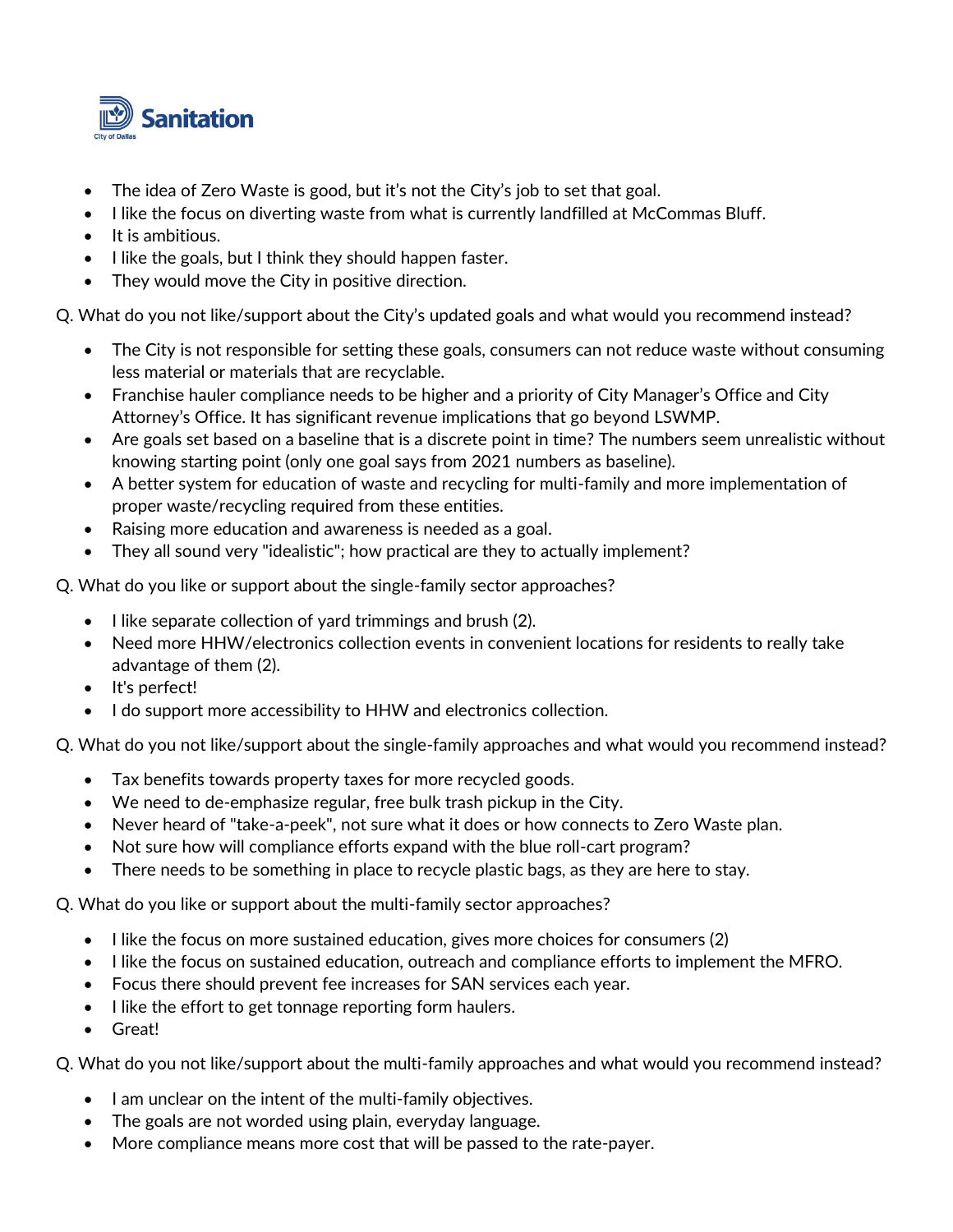- The idea of Zero Waste is good, but it's not the City's job to set that goal.
- I like the focus on diverting waste from what is currently landfilled at McCommas Bluff.
- It is ambitious.
- I like the goals, but I think they should happen faster.
- They would move the City in positive direction.

Q. What do you not like/support about the City's updated goals and what would you recommend instead?

- The City is not responsible for setting these goals, consumers can not reduce waste without consuming less material or materials that are recyclable.
- Franchise hauler compliance needs to be higher and a priority of City Manager's Office and City Attorney's Office. It has significant revenue implications that go beyond LSWMP.
- Are goals set based on a baseline that is a discrete point in time? The numbers seem unrealistic without knowing starting point (only one goal says from 2021 numbers as baseline).
- A better system for education of waste and recycling for multi-family and more implementation of proper waste/recycling required from these entities.
- Raising more education and awareness is needed as a goal.
- They all sound very "idealistic"; how practical are they to actually implement?

Q. What do you like or support about the single-family sector approaches?

- I like separate collection of yard trimmings and brush (2).
- Need more HHW/electronics collection events in convenient locations for residents to really take advantage of them (2).
- It's perfect!
- I do support more accessibility to HHW and electronics collection.

Q. What do you not like/support about the single-family approaches and what would you recommend instead?

- Tax benefits towards property taxes for more recycled goods.
- We need to de-emphasize regular, free bulk trash pickup in the City.
- Never heard of "take-a-peek", not sure what it does or how connects to Zero Waste plan.
- Not sure how will compliance efforts expand with the blue roll-cart program?
- There needs to be something in place to recycle plastic bags, as they are here to stay.

Q. What do you like or support about the multi-family sector approaches?

- I like the focus on more sustained education, gives more choices for consumers (2)
- I like the focus on sustained education, outreach and compliance efforts to implement the MFRO.
- Focus there should prevent fee increases for SAN services each year.
- I like the effort to get tonnage reporting form haulers.
- Great!

Q. What do you not like/support about the multi-family approaches and what would you recommend instead?

- I am unclear on the intent of the multi-family objectives.
- The goals are not worded using plain, everyday language.
- More compliance means more cost that will be passed to the rate-payer.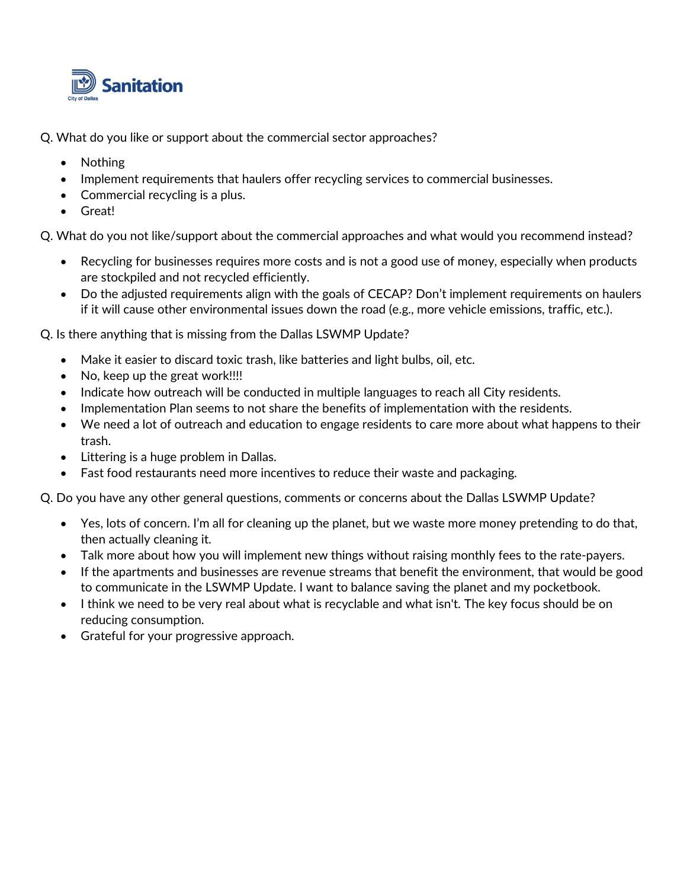Q. What do you like or support about the commercial sector approaches?

- Nothing
- Implement requirements that haulers offer recycling services to commercial businesses.
- Commercial recycling is a plus.
- Great!

Q. What do you not like/support about the commercial approaches and what would you recommend instead?

- Recycling for businesses requires more costs and is not a good use of money, especially when products are stockpiled and not recycled efficiently.
- Do the adjusted requirements align with the goals of CECAP? Don't implement requirements on haulers if it will cause other environmental issues down the road (e.g., more vehicle emissions, traffic, etc.).

Q. Is there anything that is missing from the Dallas LSWMP Update?

- Make it easier to discard toxic trash, like batteries and light bulbs, oil, etc.
- No, keep up the great work!!!!
- Indicate how outreach will be conducted in multiple languages to reach all City residents.
- Implementation Plan seems to not share the benefits of implementation with the residents.
- We need a lot of outreach and education to engage residents to care more about what happens to their trash.
- Littering is a huge problem in Dallas.
- Fast food restaurants need more incentives to reduce their waste and packaging.

Q. Do you have any other general questions, comments or concerns about the Dallas LSWMP Update?

- Yes, lots of concern. I'm all for cleaning up the planet, but we waste more money pretending to do that, then actually cleaning it.
- Talk more about how you will implement new things without raising monthly fees to the rate-payers.
- If the apartments and businesses are revenue streams that benefit the environment, that would be good to communicate in the LSWMP Update. I want to balance saving the planet and my pocketbook.
- I think we need to be very real about what is recyclable and what isn't. The key focus should be on reducing consumption.
- Grateful for your progressive approach.